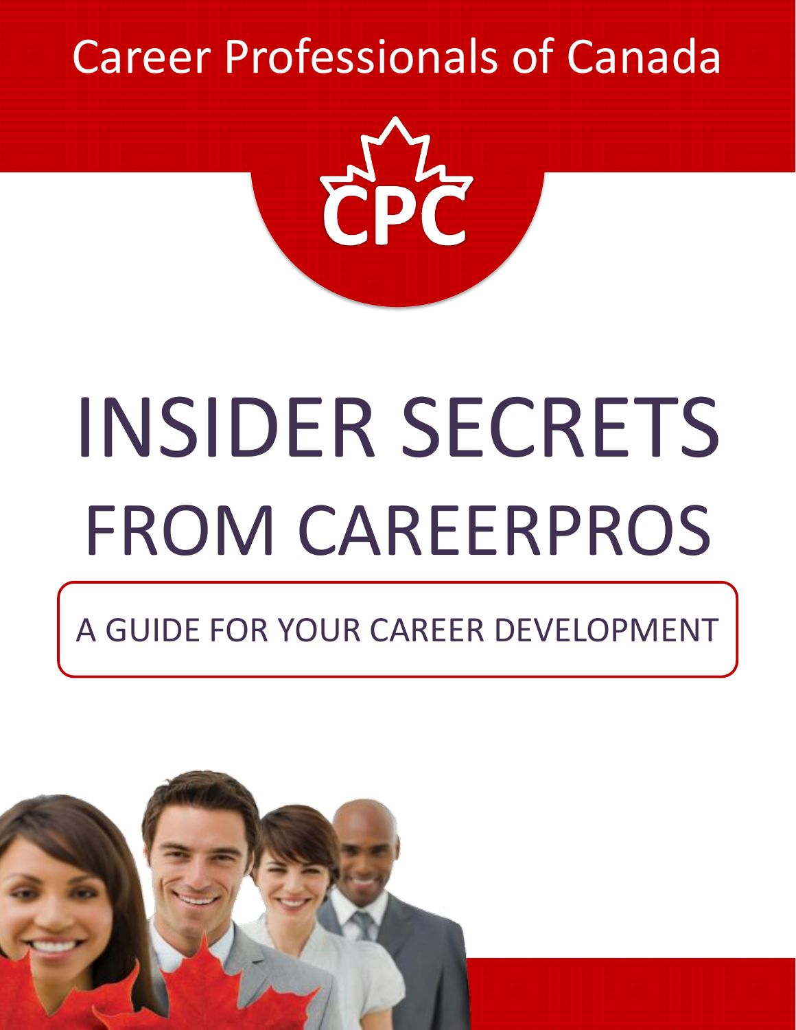Career Professionals of Canada

CPC

# INSIDER SECRETS FROM CAREERPROS

A GUIDE FOR YOUR CAREER DEVELOPMENT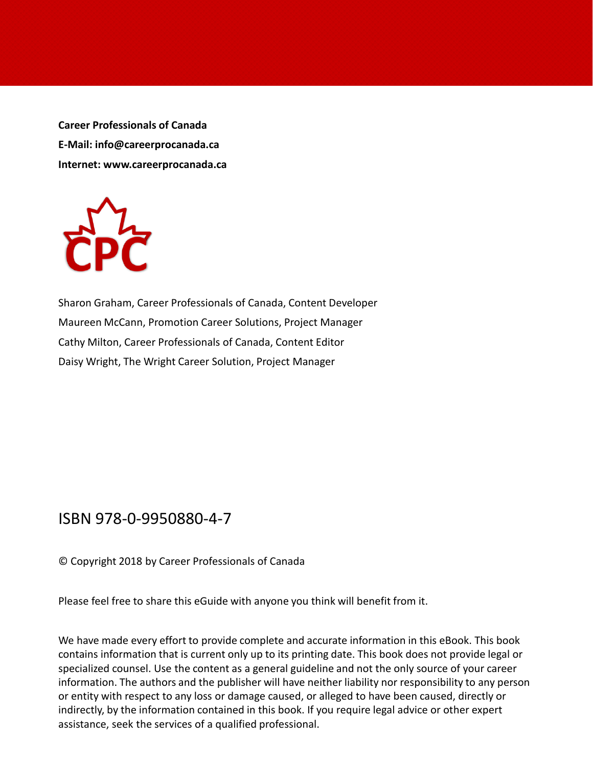**Career Professionals of Canada**

**E-Mail: info@careerprocanada.ca**

**Internet: www.careerprocanada.ca**

Sharon Graham, Career Professionals of Canada, Content Developer

Maureen McCann, Promotion Career Solutions, Project Manager

Cathy Milton, Career Professionals of Canada, Content Editor

Daisy Wright, The Wright Career Solution, Project Manager

ISBN 978-0-9950880-4-7

© Copyright 2018 by Career Professionals of Canada

Please feel free to share this eGuide with anyone you think will benefit from it.

We have made every effort to provide complete and accurate information in this eBook. This book contains information that is current only up to its printing date. This book does not provide legal or specialized counsel. Use the content as a general guideline and not the only source of your career information. The authors and the publisher will have neither liability nor responsibility to any person or entity with respect to any loss or damage caused, or alleged to have been caused, directly or indirectly, by the information contained in this book. If you require legal advice or other expert assistance, seek the services of a qualified professional.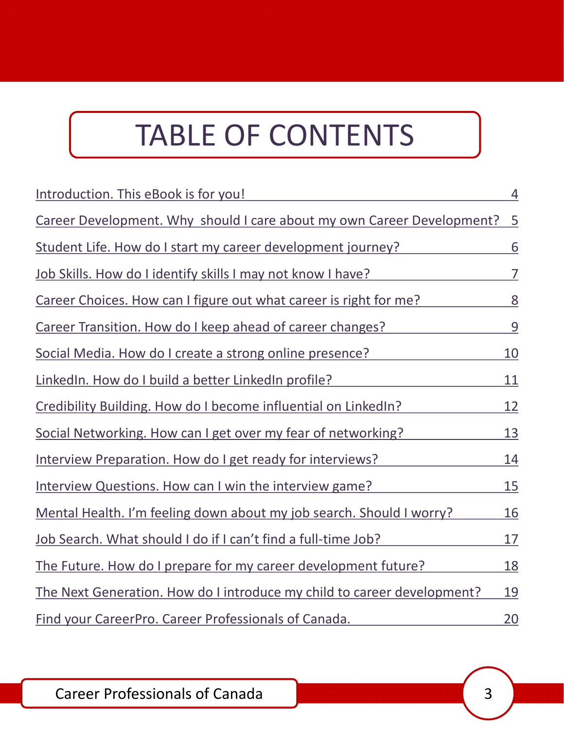# TABLE OF CONTENTS

| | |
|---|---|
| Introduction. This eBook is for you! | 4 |
| Career Development. Why should I care about my own Career Development? | 5 |
| Student Life. How do I start my career development journey? | 6 |
| Job Skills. How do I identify skills I may not know I have? | 7 |
| Career Choices. How can I figure out what career is right for me? | 8 |
| Career Transition. How do I keep ahead of career changes? | 9 |
| Social Media. How do I create a strong online presence? | 10 |
| LinkedIn. How do I build a better LinkedIn profile? | 11 |
| Credibility Building. How do I become influential on LinkedIn? | 12 |
| Social Networking. How can I get over my fear of networking? | 13 |
| Interview Preparation. How do I get ready for interviews? | 14 |
| Interview Questions. How can I win the interview game? | 15 |
| Mental Health. I'm feeling down about my job search. Should I worry? | 16 |
| Job Search. What should I do if I can't find a full-time Job? | 17 |
| The Future. How do I prepare for my career development future? | 18 |
| The Next Generation. How do I introduce my child to career development? | 19 |
| Find your CareerPro. Career Professionals of Canada. | 20 |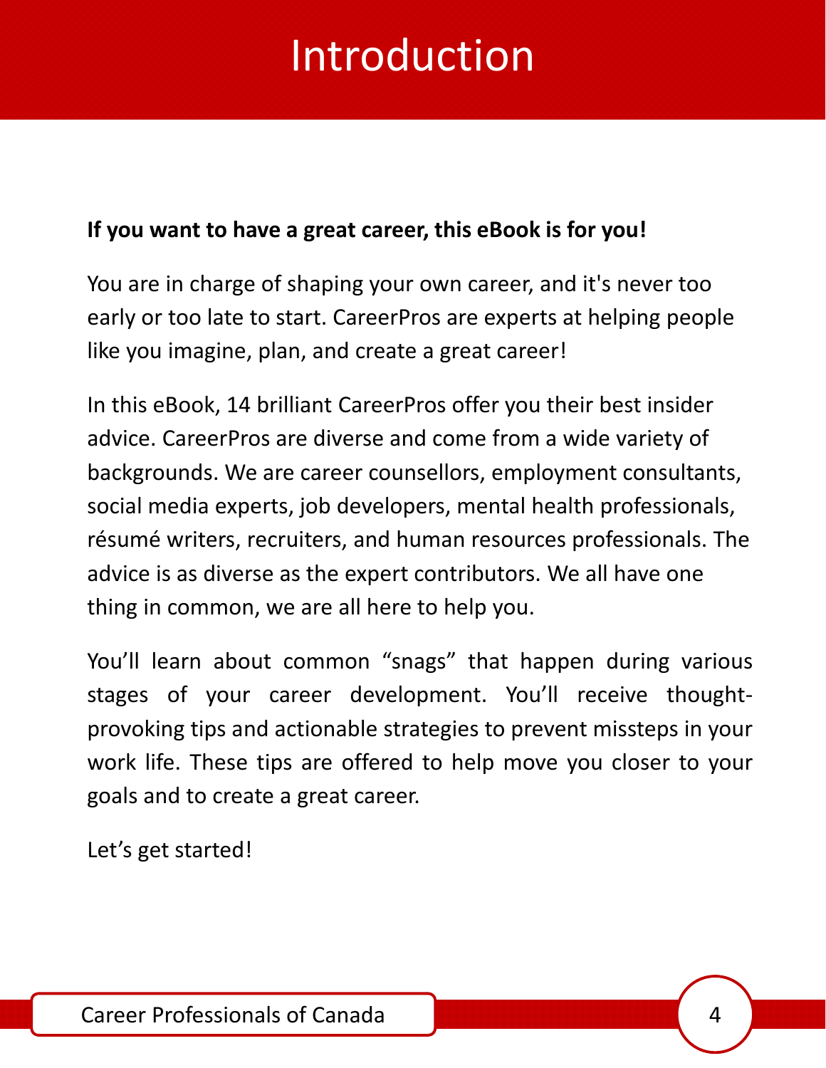# Introduction

**If you want to have a great career, this eBook is for you!**

You are in charge of shaping your own career, and it's never too early or too late to start. CareerPros are experts at helping people like you imagine, plan, and create a great career!

In this eBook, 14 brilliant CareerPros offer you their best insider advice. CareerPros are diverse and come from a wide variety of backgrounds. We are career counsellors, employment consultants, social media experts, job developers, mental health professionals, résumé writers, recruiters, and human resources professionals. The advice is as diverse as the expert contributors. We all have one thing in common, we are all here to help you.

You'll learn about common "snags" that happen during various stages of your career development. You'll receive thought-provoking tips and actionable strategies to prevent missteps in your work life. These tips are offered to help move you closer to your goals and to create a great career.

Let's get started!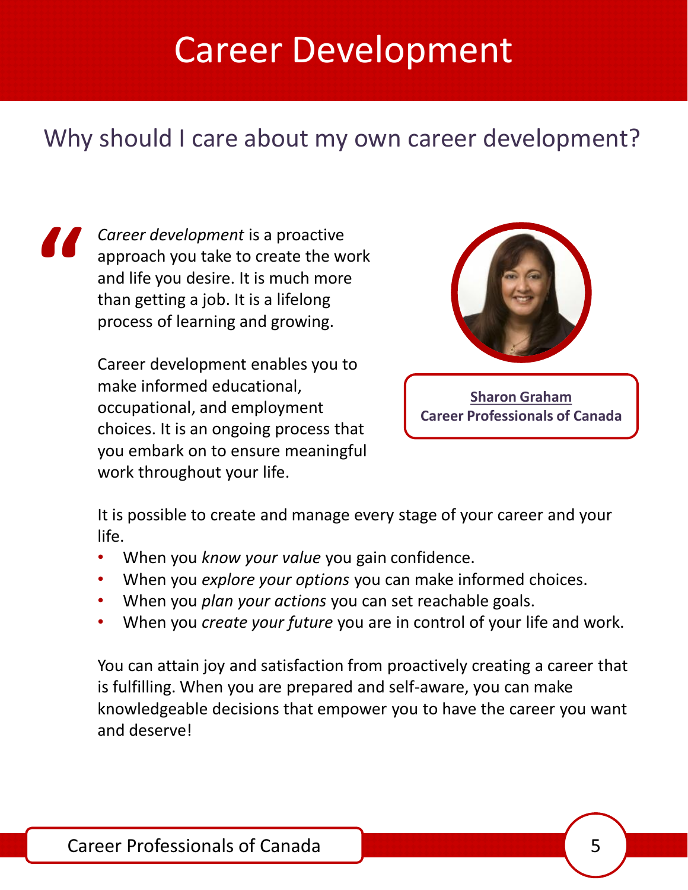# Career Development

## Why should I care about my own career development?

> *Career development* is a proactive approach you take to create the work and life you desire. It is much more than getting a job. It is a lifelong process of learning and growing.
>
> Career development enables you to make informed educational, occupational, and employment choices. It is an ongoing process that you embark on to ensure meaningful work throughout your life.

**Sharon Graham**
**Career Professionals of Canada**

It is possible to create and manage every stage of your career and your life.

- When you *know your value* you gain confidence.
- When you *explore your options* you can make informed choices.
- When you *plan your actions* you can set reachable goals.
- When you *create your future* you are in control of your life and work.

You can attain joy and satisfaction from proactively creating a career that is fulfilling. When you are prepared and self-aware, you can make knowledgeable decisions that empower you to have the career you want and deserve!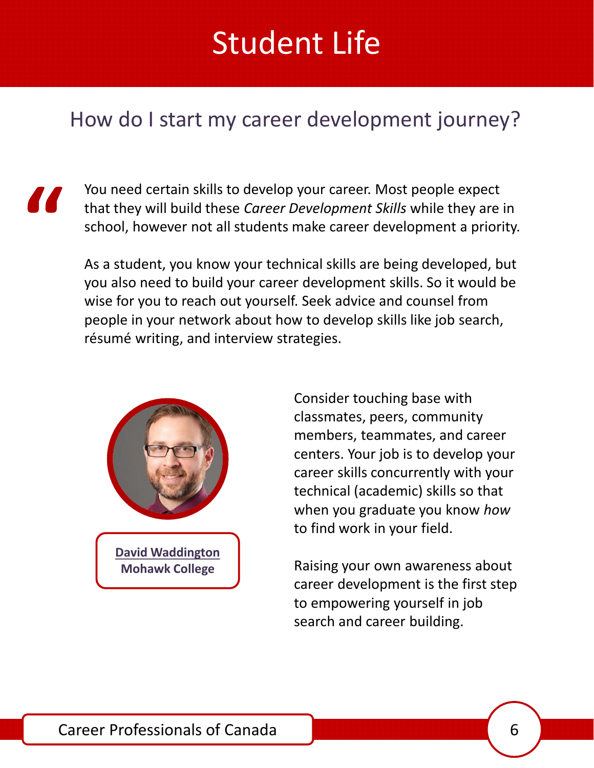# Student Life

## How do I start my career development journey?

You need certain skills to develop your career. Most people expect that they will build these *Career Development Skills* while they are in school, however not all students make career development a priority.

As a student, you know your technical skills are being developed, but you also need to build your career development skills. So it would be wise for you to reach out yourself. Seek advice and counsel from people in your network about how to develop skills like job search, résumé writing, and interview strategies.

Consider touching base with classmates, peers, community members, teammates, and career centers. Your job is to develop your career skills concurrently with your technical (academic) skills so that when you graduate you know *how* to find work in your field.

Raising your own awareness about career development is the first step to empowering yourself in job search and career building.

**David Waddington**
**Mohawk College**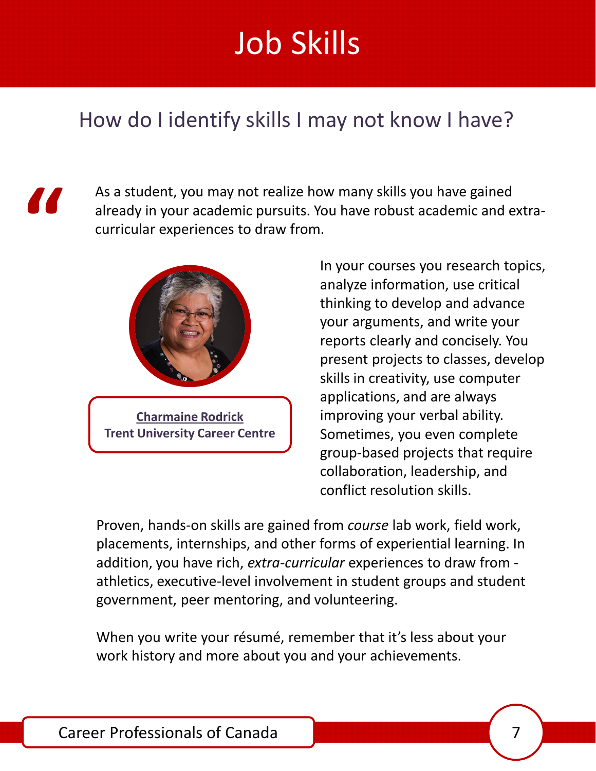# Job Skills

## How do I identify skills I may not know I have?

"As a student, you may not realize how many skills you have gained already in your academic pursuits. You have robust academic and extra-curricular experiences to draw from.

**Charmaine Rodrick**
**Trent University Career Centre**

In your courses you research topics, analyze information, use critical thinking to develop and advance your arguments, and write your reports clearly and concisely. You present projects to classes, develop skills in creativity, use computer applications, and are always improving your verbal ability. Sometimes, you even complete group-based projects that require collaboration, leadership, and conflict resolution skills.

Proven, hands-on skills are gained from *course* lab work, field work, placements, internships, and other forms of experiential learning. In addition, you have rich, *extra-curricular* experiences to draw from - athletics, executive-level involvement in student groups and student government, peer mentoring, and volunteering.

When you write your résumé, remember that it's less about your work history and more about you and your achievements.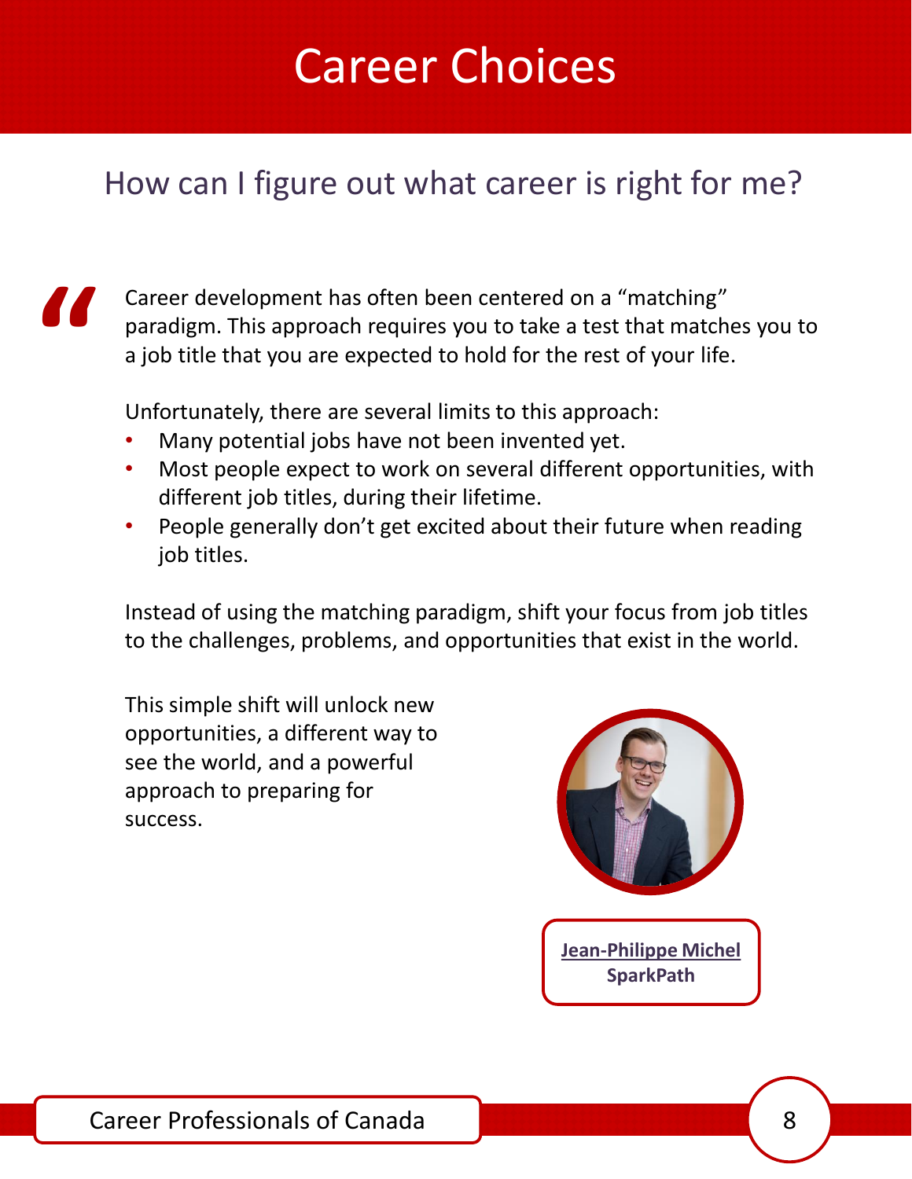# Career Choices

## How can I figure out what career is right for me?

Career development has often been centered on a "matching" paradigm. This approach requires you to take a test that matches you to a job title that you are expected to hold for the rest of your life.

Unfortunately, there are several limits to this approach:

- Many potential jobs have not been invented yet.
- Most people expect to work on several different opportunities, with different job titles, during their lifetime.
- People generally don't get excited about their future when reading job titles.

Instead of using the matching paradigm, shift your focus from job titles to the challenges, problems, and opportunities that exist in the world.

This simple shift will unlock new opportunities, a different way to see the world, and a powerful approach to preparing for success.

**Jean-Philippe Michel**
**SparkPath**

Career Professionals of Canada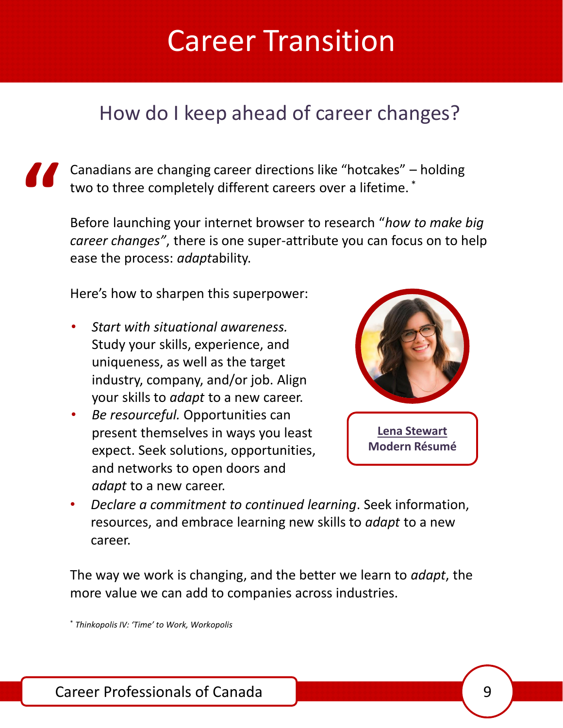# Career Transition

## How do I keep ahead of career changes?

Canadians are changing career directions like "hotcakes" – holding two to three completely different careers over a lifetime. *

Before launching your internet browser to research "*how to make big career changes"*, there is one super-attribute you can focus on to help ease the process: *adapt*ability.

Here's how to sharpen this superpower:

- *Start with situational awareness.* Study your skills, experience, and uniqueness, as well as the target industry, company, and/or job. Align your skills to *adapt* to a new career.
- *Be resourceful.* Opportunities can present themselves in ways you least expect. Seek solutions, opportunities, and networks to open doors and *adapt* to a new career.
- *Declare a commitment to continued learning*. Seek information, resources, and embrace learning new skills to *adapt* to a new career.

The way we work is changing, and the better we learn to *adapt*, the more value we can add to companies across industries.

**Lena Stewart**
**Modern Résumé**

* *Thinkopolis IV: 'Time' to Work, Workopolis*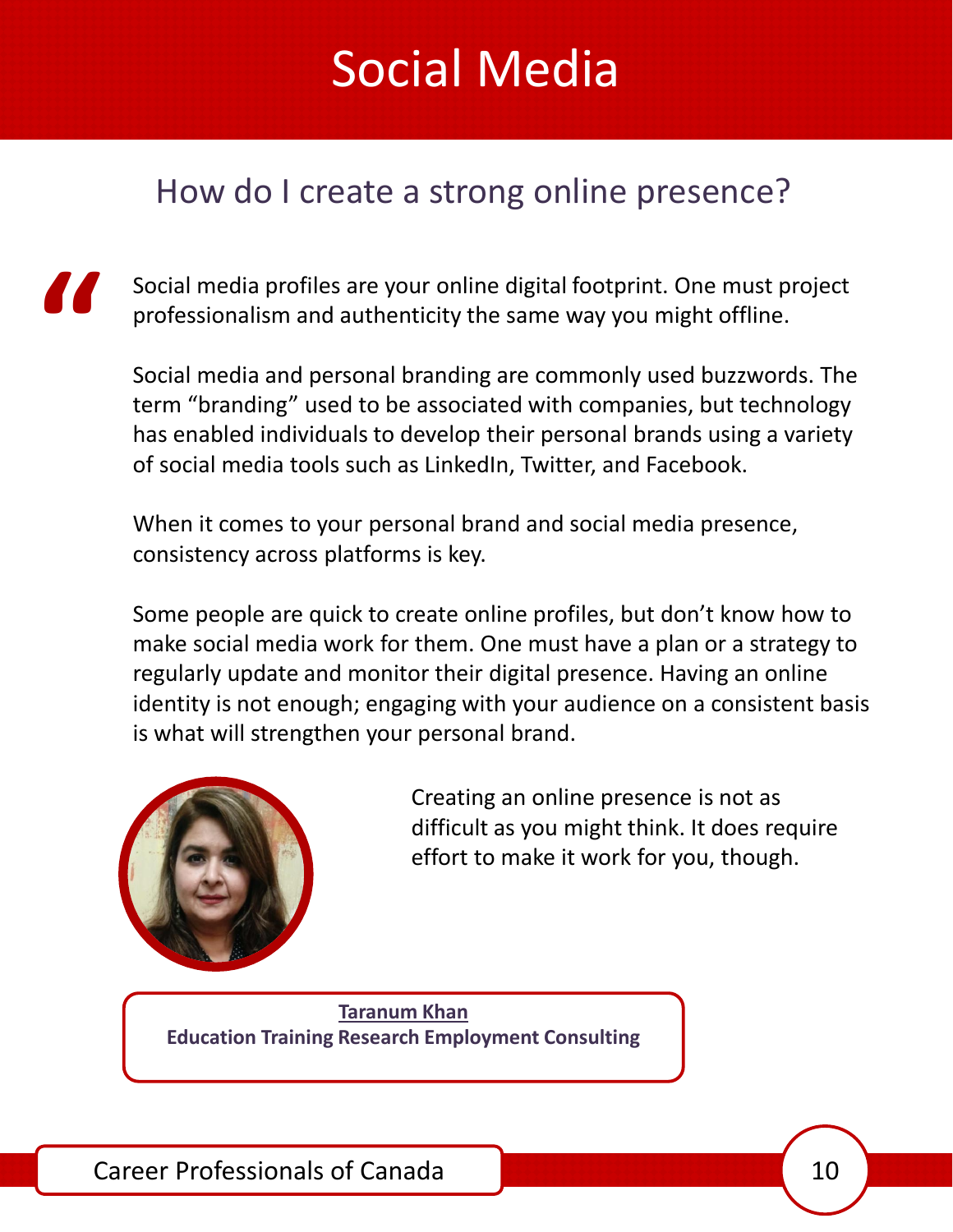# Social Media

## How do I create a strong online presence?

Social media profiles are your online digital footprint. One must project professionalism and authenticity the same way you might offline.

Social media and personal branding are commonly used buzzwords. The term “branding” used to be associated with companies, but technology has enabled individuals to develop their personal brands using a variety of social media tools such as LinkedIn, Twitter, and Facebook.

When it comes to your personal brand and social media presence, consistency across platforms is key.

Some people are quick to create online profiles, but don’t know how to make social media work for them. One must have a plan or a strategy to regularly update and monitor their digital presence. Having an online identity is not enough; engaging with your audience on a consistent basis is what will strengthen your personal brand.

Creating an online presence is not as difficult as you might think. It does require effort to make it work for you, though.

**Taranum Khan**
**Education Training Research Employment Consulting**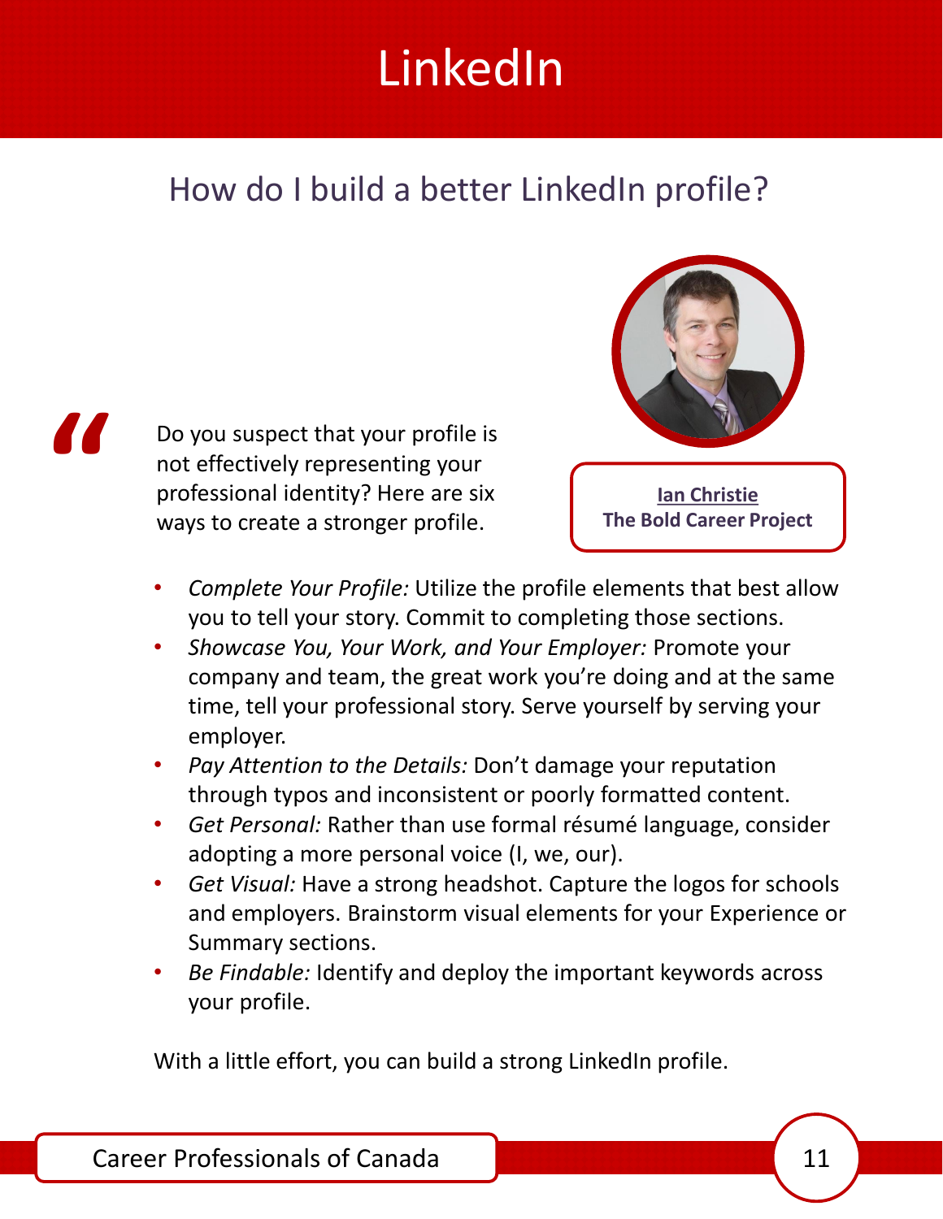# LinkedIn

## How do I build a better LinkedIn profile?

Do you suspect that your profile is not effectively representing your professional identity? Here are six ways to create a stronger profile.

**Ian Christie**
**The Bold Career Project**

- *Complete Your Profile:* Utilize the profile elements that best allow you to tell your story. Commit to completing those sections.
- *Showcase You, Your Work, and Your Employer:* Promote your company and team, the great work you're doing and at the same time, tell your professional story. Serve yourself by serving your employer.
- *Pay Attention to the Details:* Don't damage your reputation through typos and inconsistent or poorly formatted content.
- *Get Personal:* Rather than use formal résumé language, consider adopting a more personal voice (I, we, our).
- *Get Visual:* Have a strong headshot. Capture the logos for schools and employers. Brainstorm visual elements for your Experience or Summary sections.
- *Be Findable:* Identify and deploy the important keywords across your profile.

With a little effort, you can build a strong LinkedIn profile.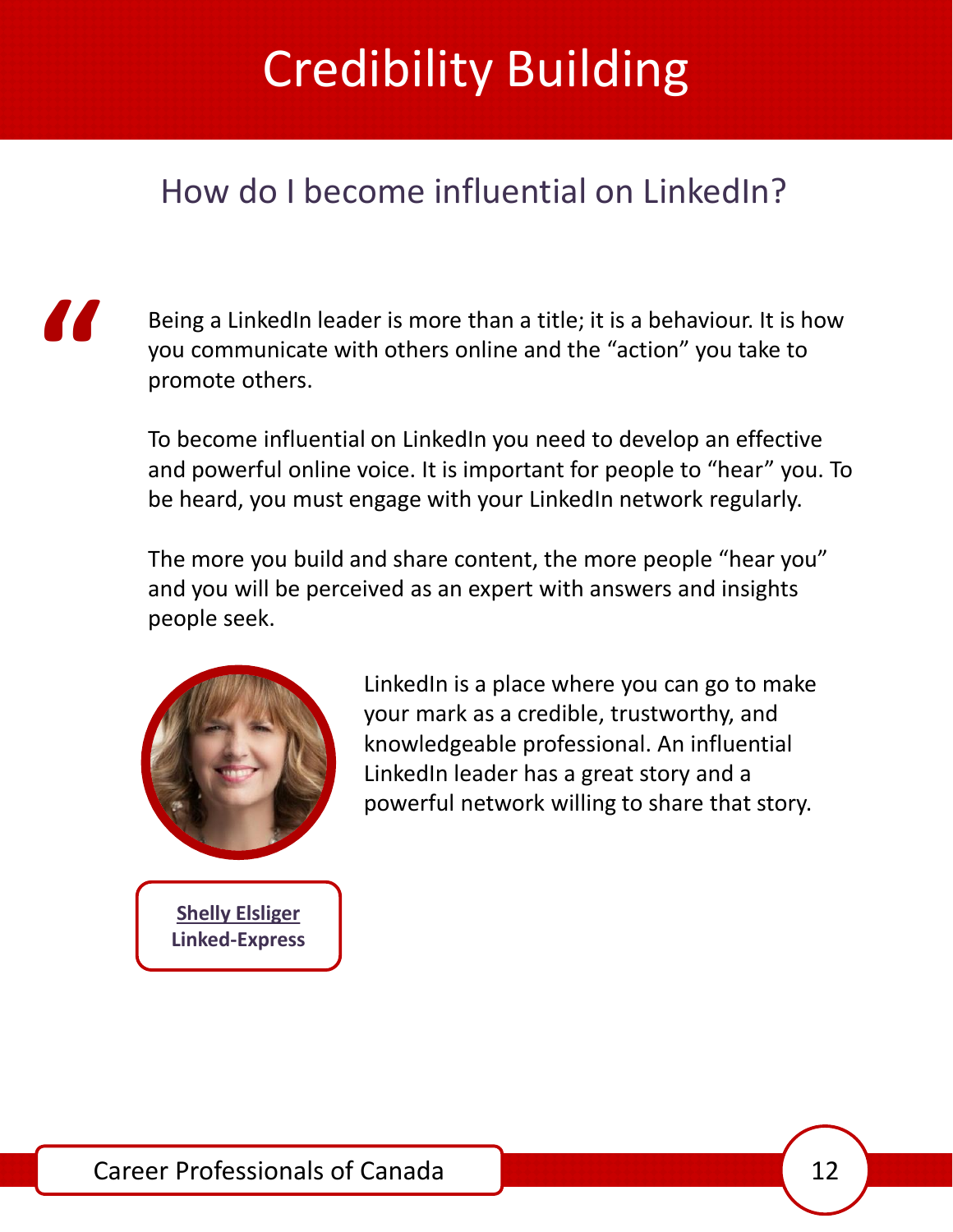# Credibility Building

## How do I become influential on LinkedIn?

Being a LinkedIn leader is more than a title; it is a behaviour. It is how you communicate with others online and the "action" you take to promote others.

To become influential on LinkedIn you need to develop an effective and powerful online voice. It is important for people to "hear" you. To be heard, you must engage with your LinkedIn network regularly.

The more you build and share content, the more people "hear you" and you will be perceived as an expert with answers and insights people seek.

LinkedIn is a place where you can go to make your mark as a credible, trustworthy, and knowledgeable professional. An influential LinkedIn leader has a great story and a powerful network willing to share that story.

**Shelly Elsliger**
**Linked-Express**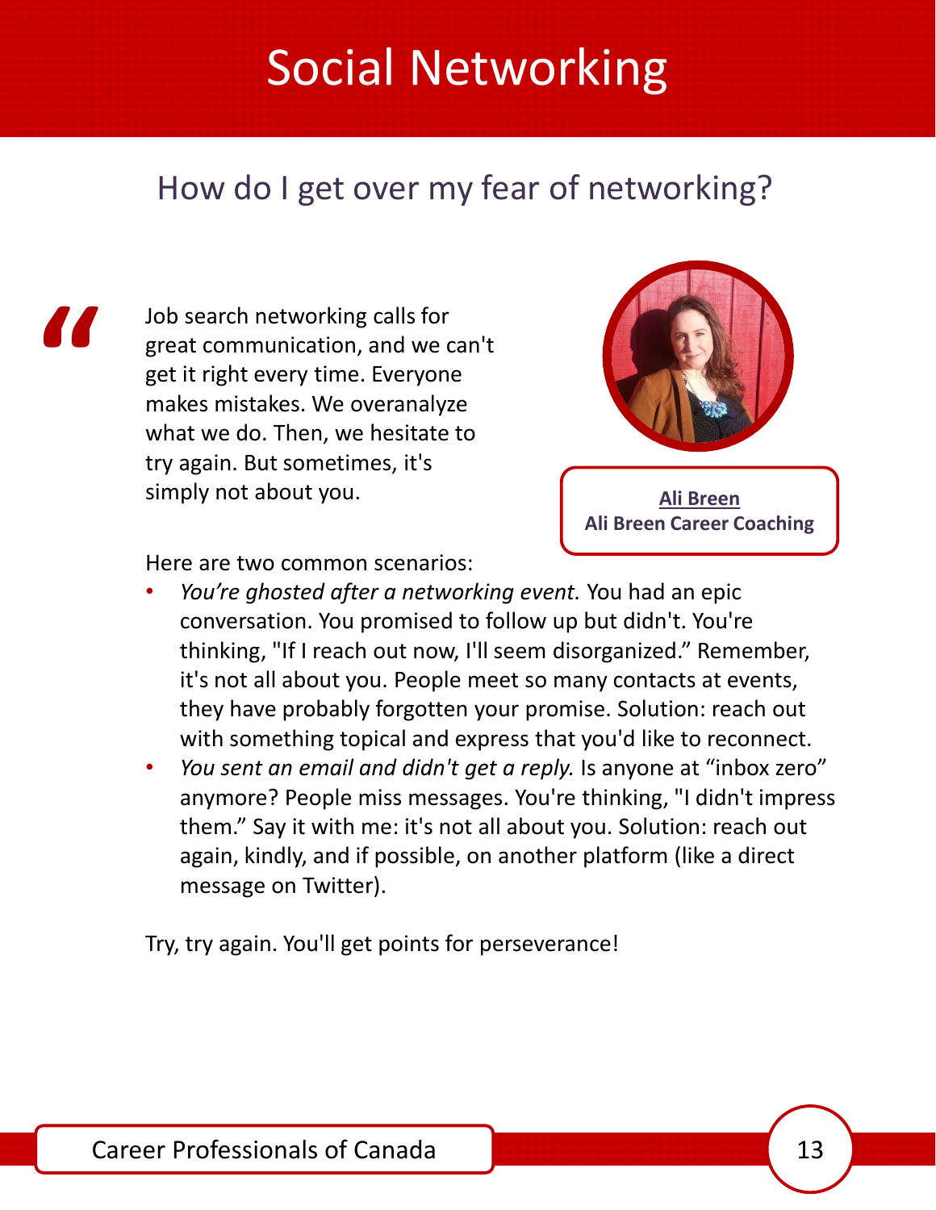# Social Networking

## How do I get over my fear of networking?

"Job search networking calls for great communication, and we can't get it right every time. Everyone makes mistakes. We overanalyze what we do. Then, we hesitate to try again. But sometimes, it's simply not about you.

**Ali Breen**
**Ali Breen Career Coaching**

Here are two common scenarios:

- *You're ghosted after a networking event.* You had an epic conversation. You promised to follow up but didn't. You're thinking, "If I reach out now, I'll seem disorganized." Remember, it's not all about you. People meet so many contacts at events, they have probably forgotten your promise. Solution: reach out with something topical and express that you'd like to reconnect.
- *You sent an email and didn't get a reply.* Is anyone at "inbox zero" anymore? People miss messages. You're thinking, "I didn't impress them." Say it with me: it's not all about you. Solution: reach out again, kindly, and if possible, on another platform (like a direct message on Twitter).

Try, try again. You'll get points for perseverance!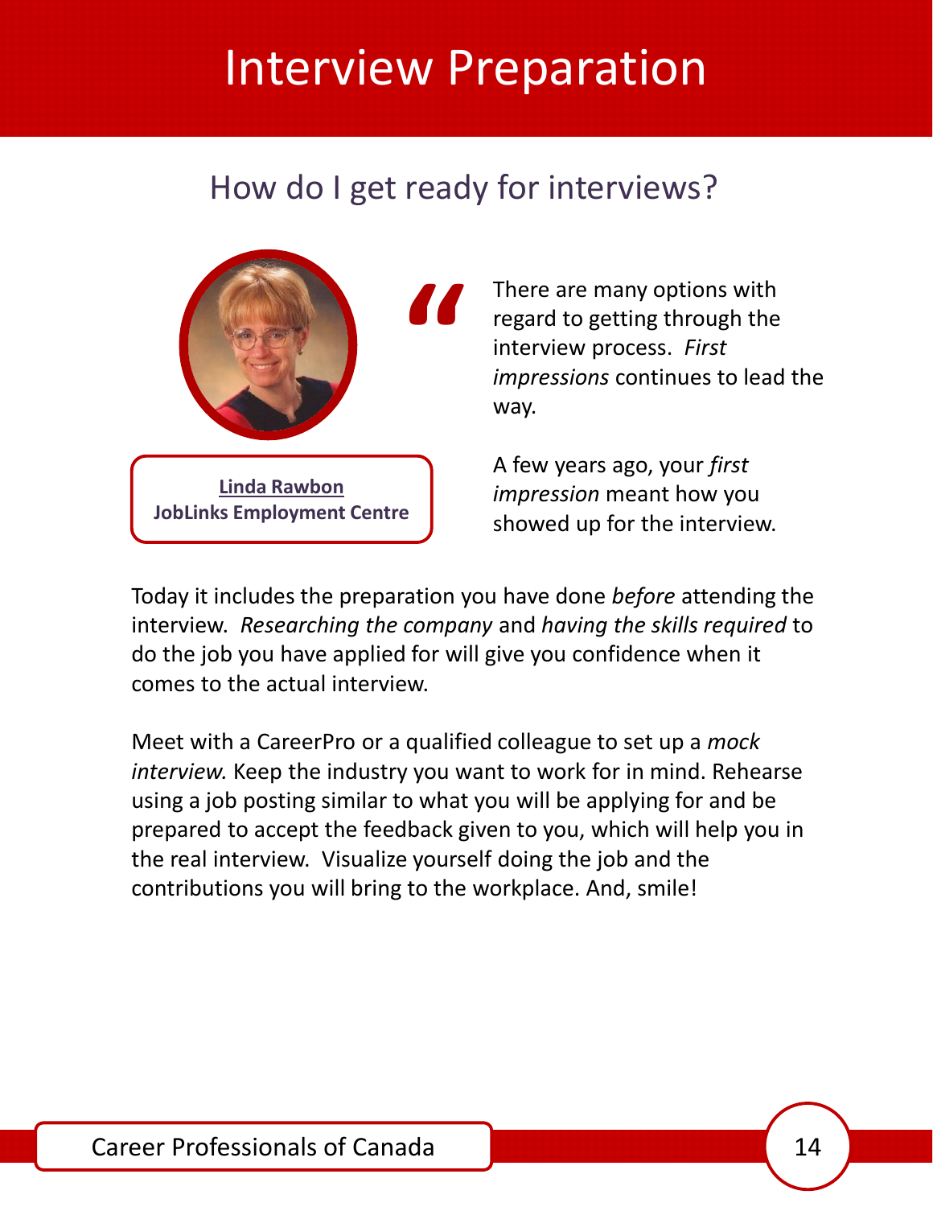# Interview Preparation

## How do I get ready for interviews?

**Linda Rawbon**
**JobLinks Employment Centre**

"There are many options with regard to getting through the interview process. *First impressions* continues to lead the way.

A few years ago, your *first impression* meant how you showed up for the interview.

Today it includes the preparation you have done *before* attending the interview. *Researching the company* and *having the skills required* to do the job you have applied for will give you confidence when it comes to the actual interview.

Meet with a CareerPro or a qualified colleague to set up a *mock interview.* Keep the industry you want to work for in mind. Rehearse using a job posting similar to what you will be applying for and be prepared to accept the feedback given to you, which will help you in the real interview. Visualize yourself doing the job and the contributions you will bring to the workplace. And, smile!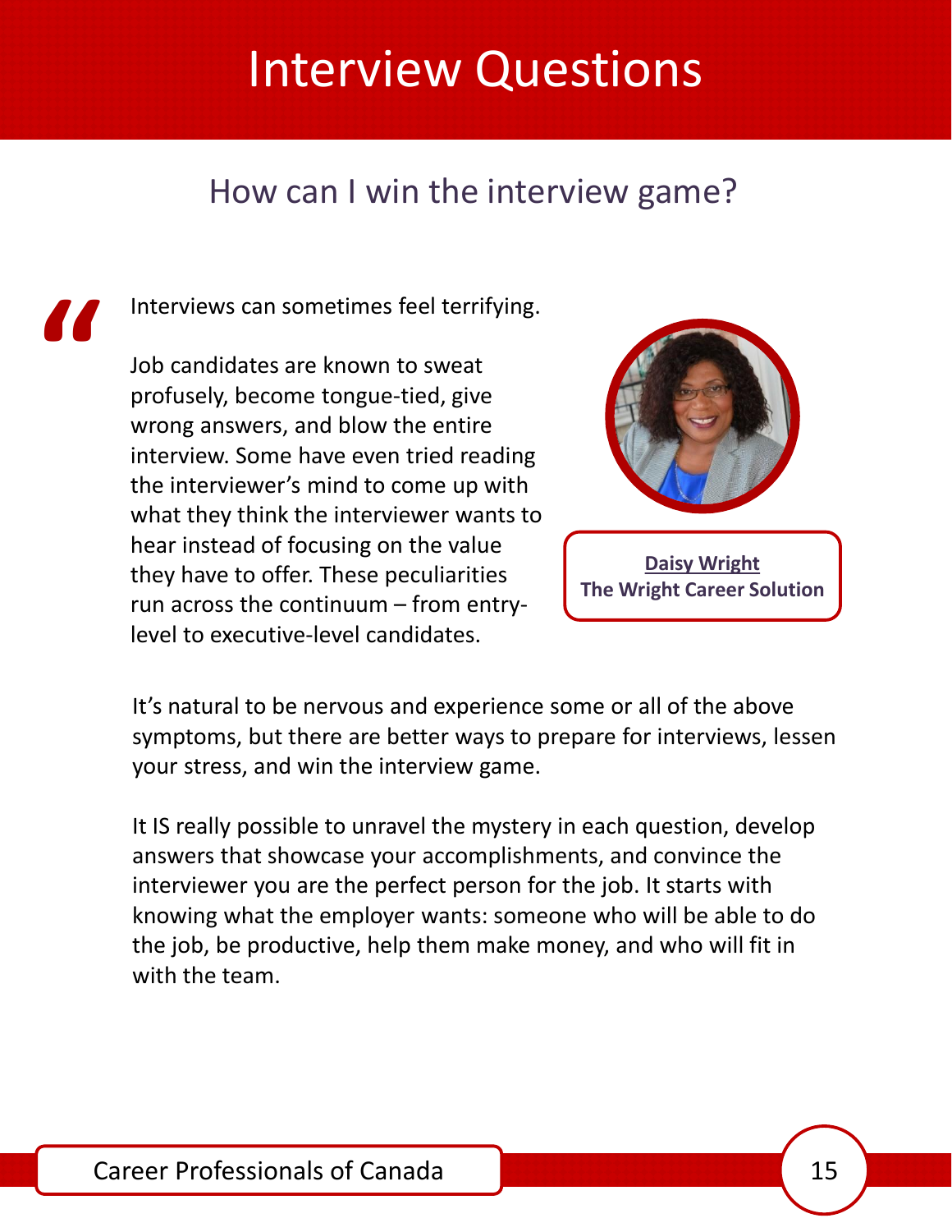# Interview Questions

## How can I win the interview game?

"Interviews can sometimes feel terrifying.

Job candidates are known to sweat profusely, become tongue-tied, give wrong answers, and blow the entire interview. Some have even tried reading the interviewer's mind to come up with what they think the interviewer wants to hear instead of focusing on the value they have to offer. These peculiarities run across the continuum – from entry-level to executive-level candidates.

**Daisy Wright**
**The Wright Career Solution**

It's natural to be nervous and experience some or all of the above symptoms, but there are better ways to prepare for interviews, lessen your stress, and win the interview game.

It IS really possible to unravel the mystery in each question, develop answers that showcase your accomplishments, and convince the interviewer you are the perfect person for the job. It starts with knowing what the employer wants: someone who will be able to do the job, be productive, help them make money, and who will fit in with the team.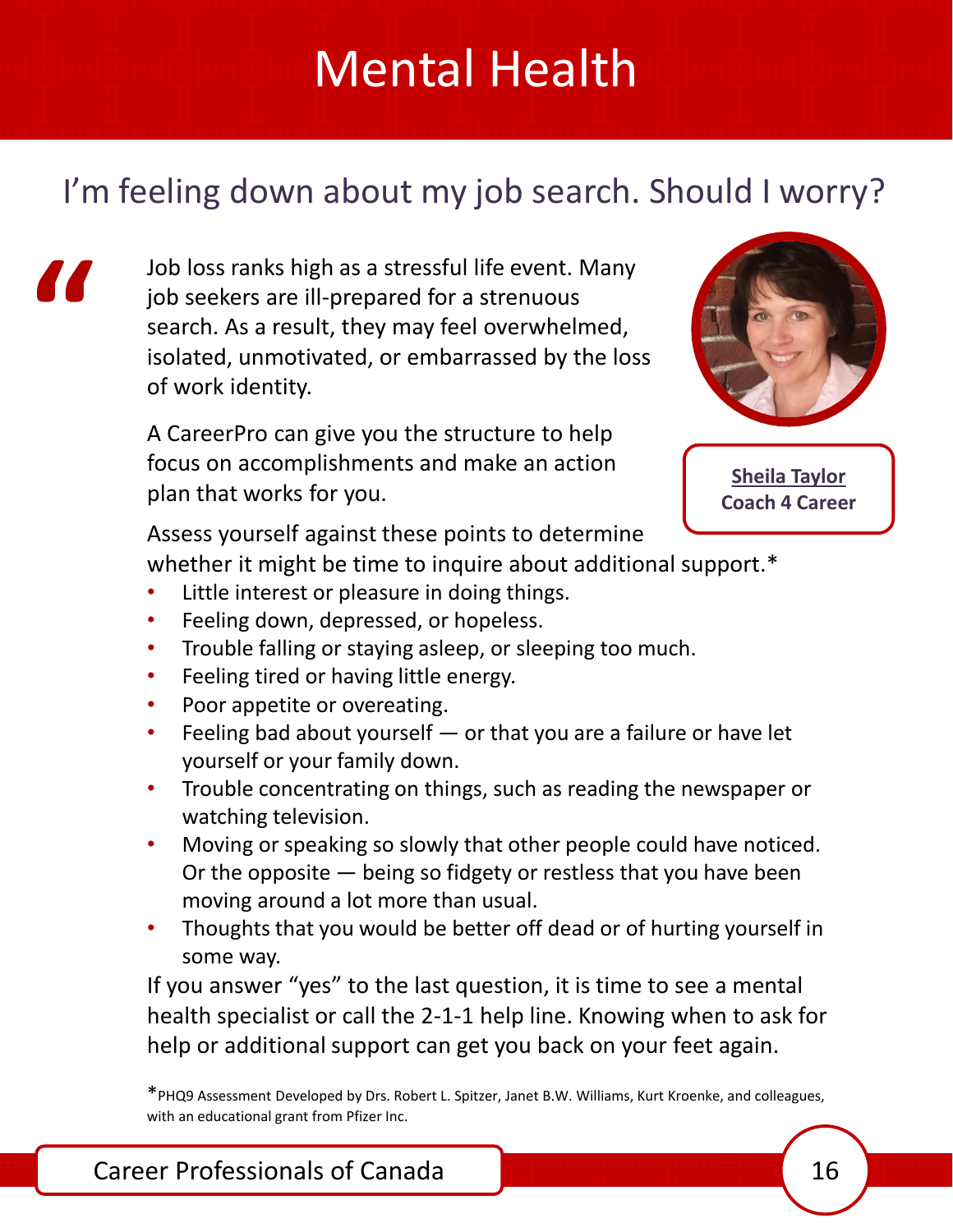# Mental Health

## I'm feeling down about my job search. Should I worry?

"

Job loss ranks high as a stressful life event. Many job seekers are ill-prepared for a strenuous search. As a result, they may feel overwhelmed, isolated, unmotivated, or embarrassed by the loss of work identity.

A CareerPro can give you the structure to help focus on accomplishments and make an action plan that works for you.

**Sheila Taylor**
**Coach 4 Career**

Assess yourself against these points to determine whether it might be time to inquire about additional support.*

- Little interest or pleasure in doing things.
- Feeling down, depressed, or hopeless.
- Trouble falling or staying asleep, or sleeping too much.
- Feeling tired or having little energy.
- Poor appetite or overeating.
- Feeling bad about yourself — or that you are a failure or have let yourself or your family down.
- Trouble concentrating on things, such as reading the newspaper or watching television.
- Moving or speaking so slowly that other people could have noticed. Or the opposite — being so fidgety or restless that you have been moving around a lot more than usual.
- Thoughts that you would be better off dead or of hurting yourself in some way.

If you answer "yes" to the last question, it is time to see a mental health specialist or call the 2-1-1 help line. Knowing when to ask for help or additional support can get you back on your feet again.

*PHQ9 Assessment Developed by Drs. Robert L. Spitzer, Janet B.W. Williams, Kurt Kroenke, and colleagues, with an educational grant from Pfizer Inc.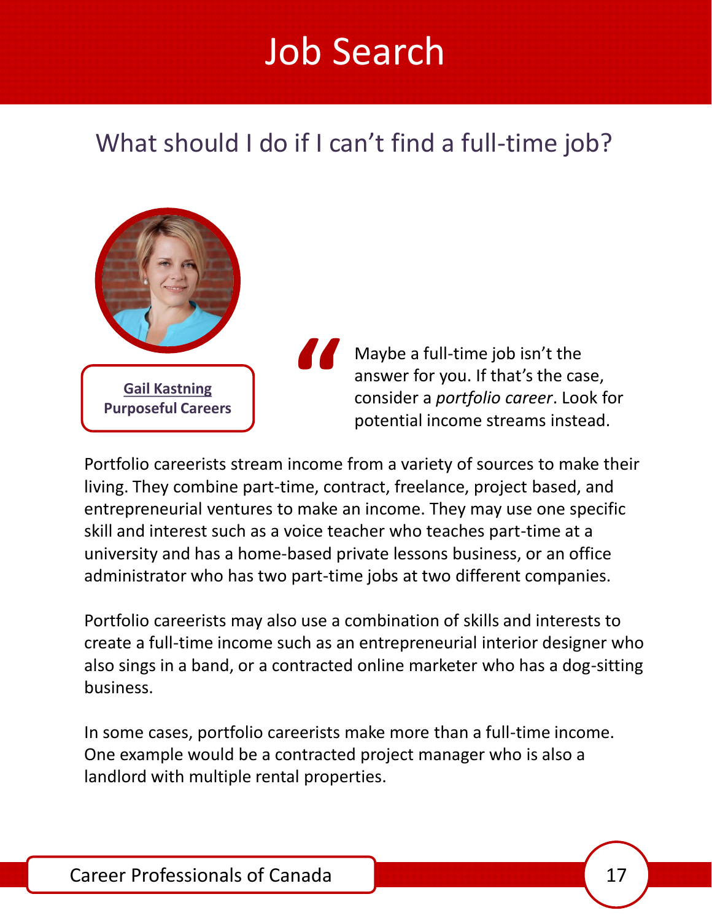# Job Search

## What should I do if I can't find a full-time job?

**Gail Kastning**
**Purposeful Careers**

> Maybe a full-time job isn't the answer for you. If that's the case, consider a *portfolio career*. Look for potential income streams instead.

Portfolio careerists stream income from a variety of sources to make their living. They combine part-time, contract, freelance, project based, and entrepreneurial ventures to make an income. They may use one specific skill and interest such as a voice teacher who teaches part-time at a university and has a home-based private lessons business, or an office administrator who has two part-time jobs at two different companies.

Portfolio careerists may also use a combination of skills and interests to create a full-time income such as an entrepreneurial interior designer who also sings in a band, or a contracted online marketer who has a dog-sitting business.

In some cases, portfolio careerists make more than a full-time income. One example would be a contracted project manager who is also a landlord with multiple rental properties.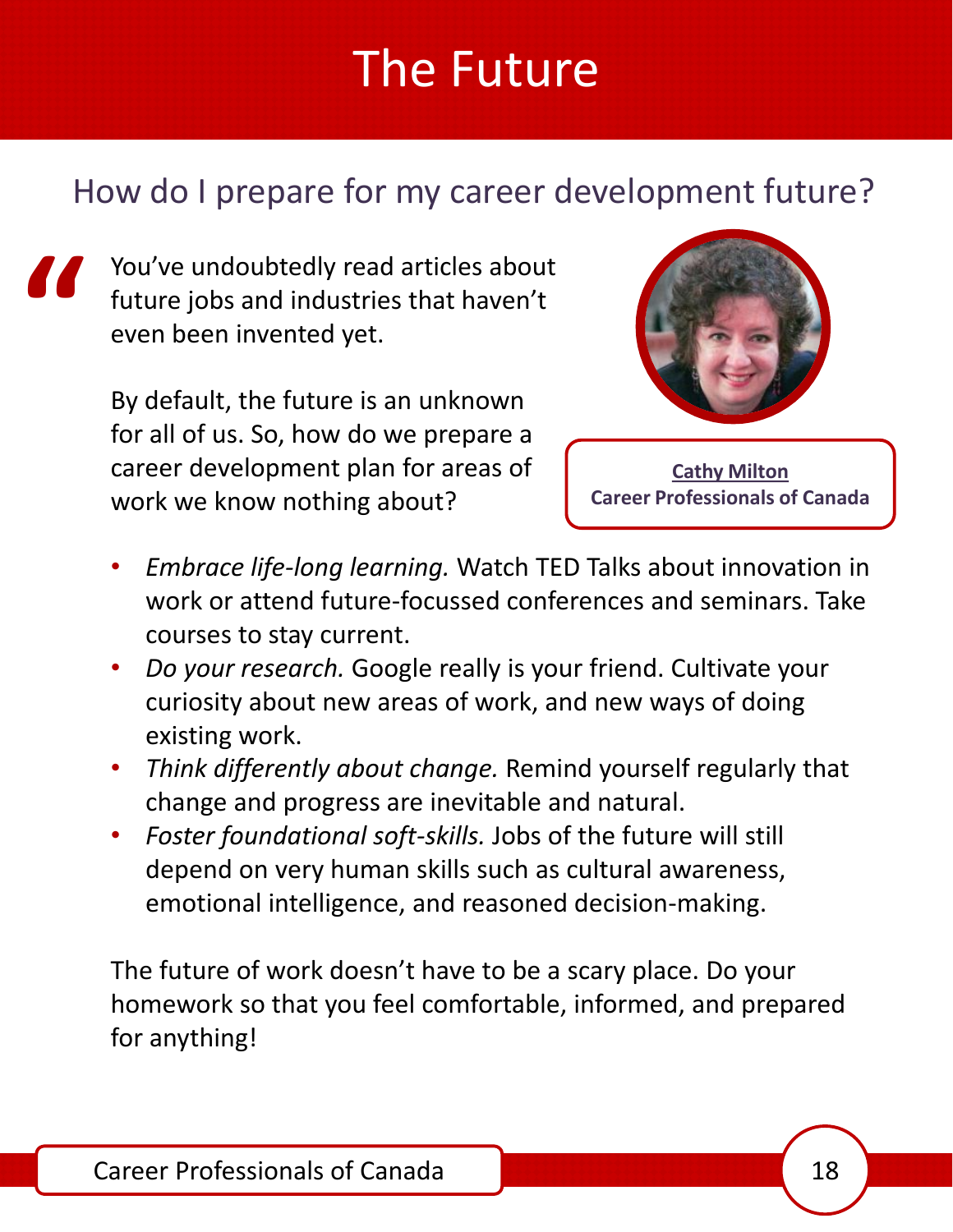# The Future

## How do I prepare for my career development future?

"You've undoubtedly read articles about future jobs and industries that haven't even been invented yet.

By default, the future is an unknown for all of us. So, how do we prepare a career development plan for areas of work we know nothing about?

**Cathy Milton**
**Career Professionals of Canada**

- *Embrace life-long learning.* Watch TED Talks about innovation in work or attend future-focussed conferences and seminars. Take courses to stay current.
- *Do your research.* Google really is your friend. Cultivate your curiosity about new areas of work, and new ways of doing existing work.
- *Think differently about change.* Remind yourself regularly that change and progress are inevitable and natural.
- *Foster foundational soft-skills.* Jobs of the future will still depend on very human skills such as cultural awareness, emotional intelligence, and reasoned decision-making.

The future of work doesn't have to be a scary place. Do your homework so that you feel comfortable, informed, and prepared for anything!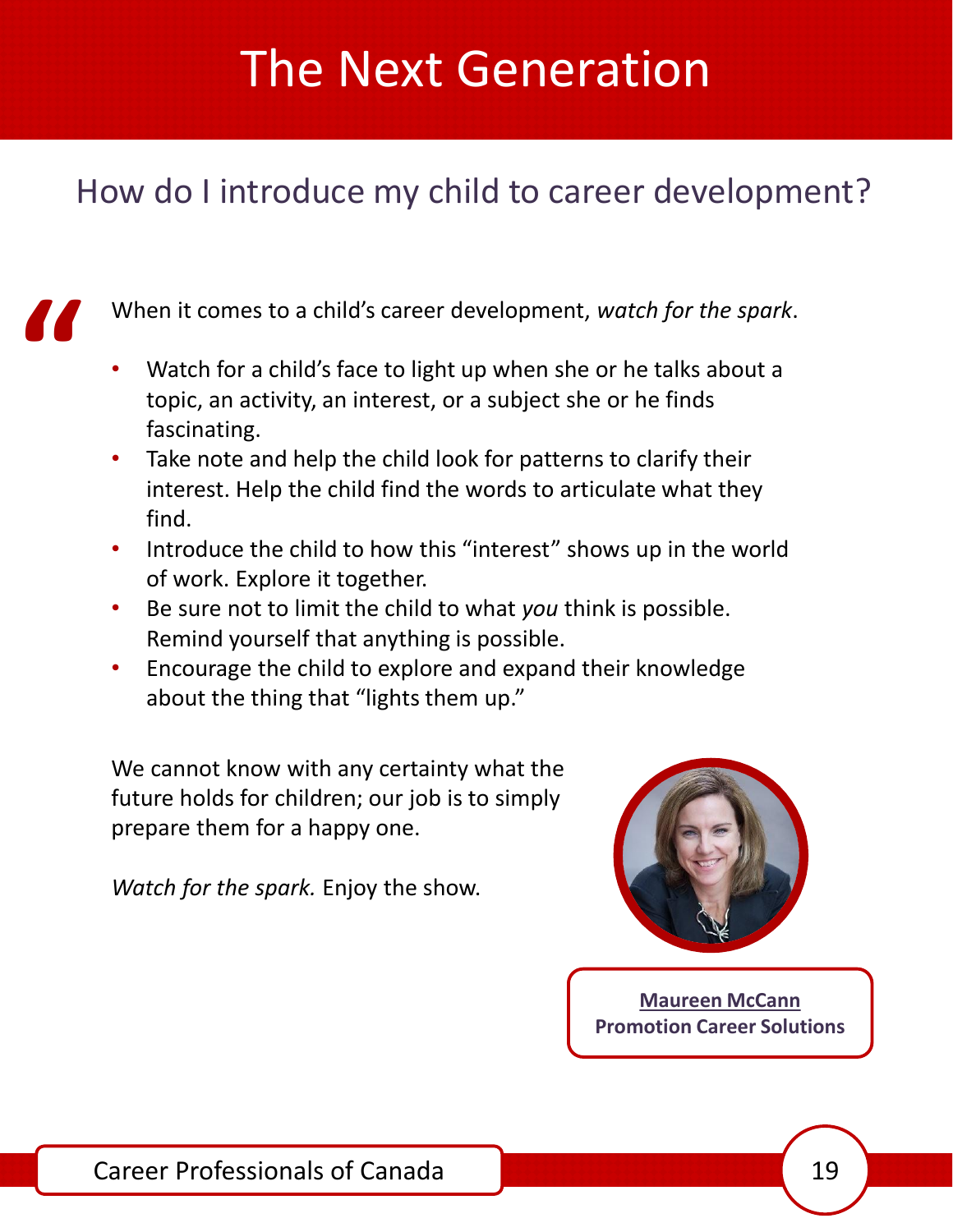# The Next Generation

## How do I introduce my child to career development?

When it comes to a child's career development, *watch for the spark*.

- Watch for a child's face to light up when she or he talks about a topic, an activity, an interest, or a subject she or he finds fascinating.
- Take note and help the child look for patterns to clarify their interest. Help the child find the words to articulate what they find.
- Introduce the child to how this "interest" shows up in the world of work. Explore it together.
- Be sure not to limit the child to what *you* think is possible. Remind yourself that anything is possible.
- Encourage the child to explore and expand their knowledge about the thing that "lights them up."

We cannot know with any certainty what the future holds for children; our job is to simply prepare them for a happy one.

*Watch for the spark.* Enjoy the show.

**Maureen McCann**
**Promotion Career Solutions**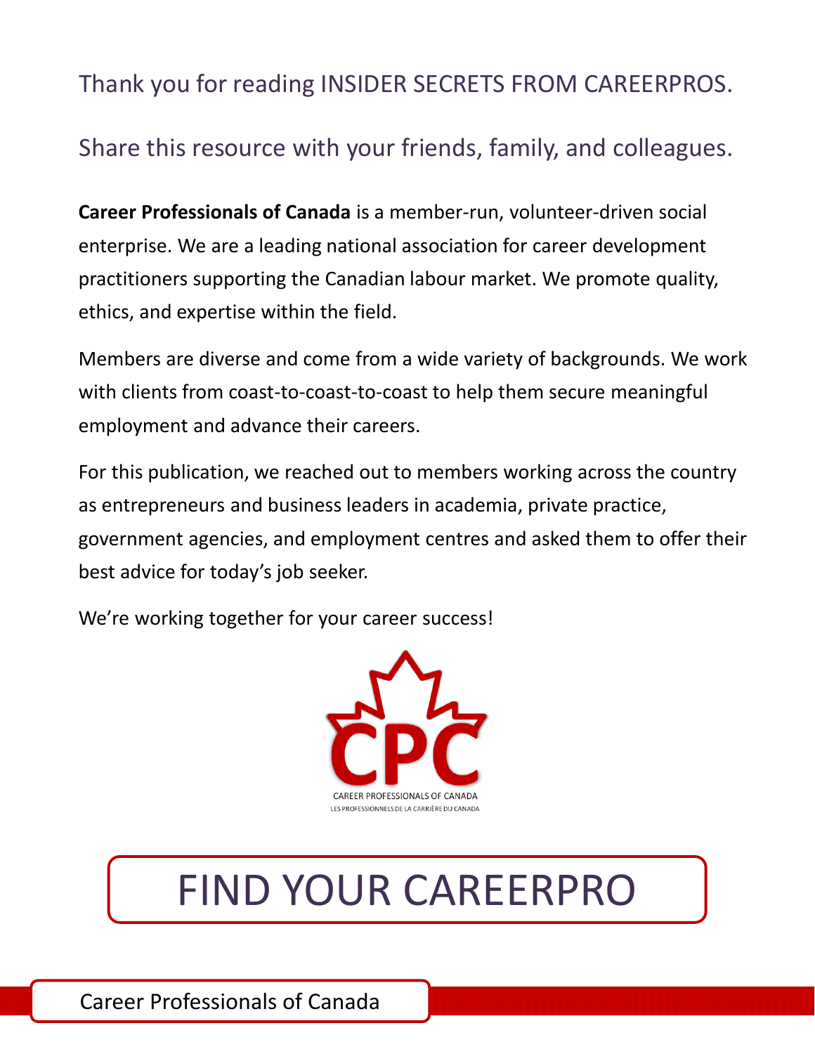Thank you for reading INSIDER SECRETS FROM CAREERPROS.

Share this resource with your friends, family, and colleagues.

**Career Professionals of Canada** is a member-run, volunteer-driven social enterprise. We are a leading national association for career development practitioners supporting the Canadian labour market. We promote quality, ethics, and expertise within the field.

Members are diverse and come from a wide variety of backgrounds. We work with clients from coast-to-coast-to-coast to help them secure meaningful employment and advance their careers.

For this publication, we reached out to members working across the country as entrepreneurs and business leaders in academia, private practice, government agencies, and employment centres and asked them to offer their best advice for today's job seeker.

We're working together for your career success!

CPC

CAREER PROFESSIONALS OF CANADA

LES PROFESSIONNELS DE LA CARRIÈRE DU CANADA

FIND YOUR CAREERPRO